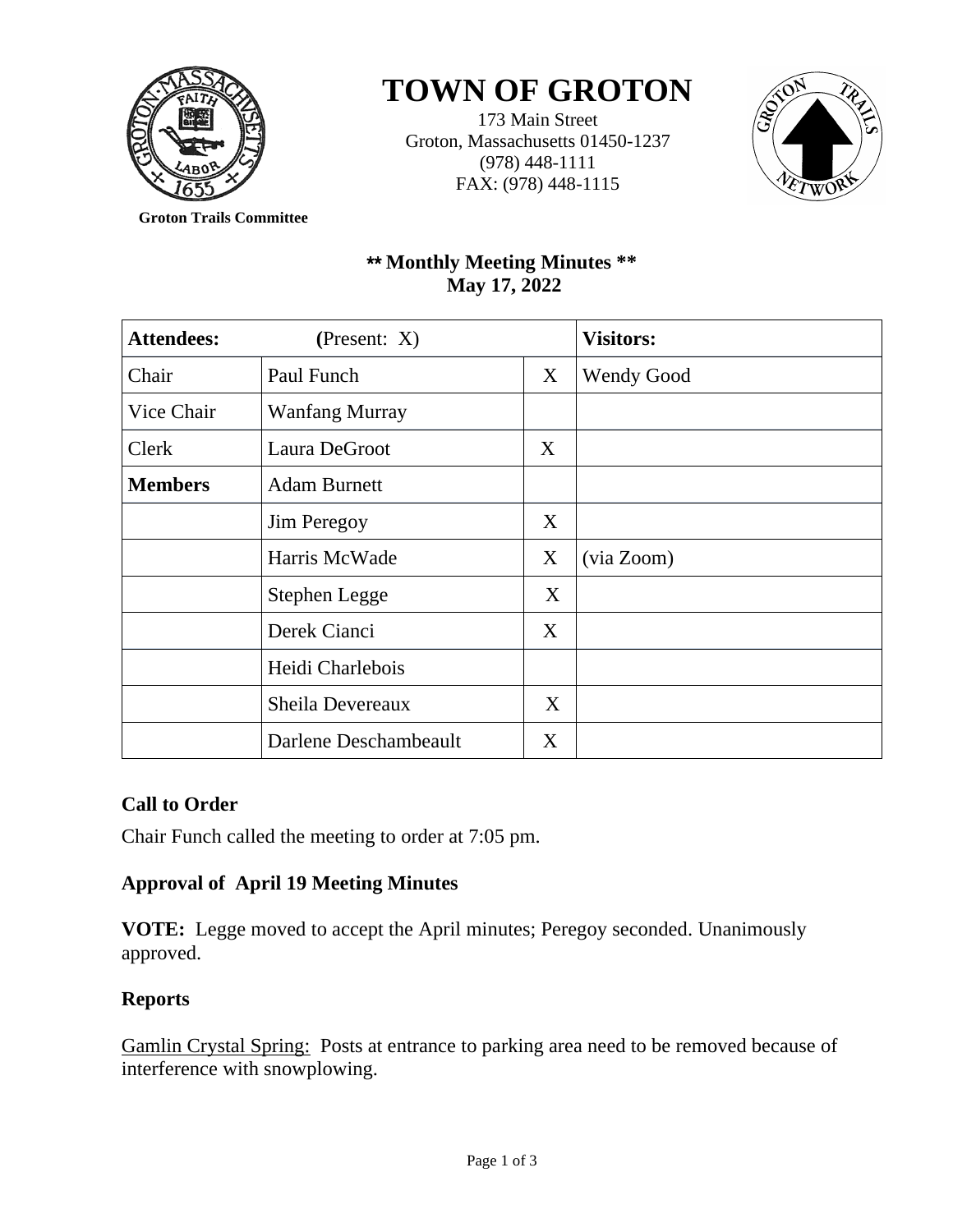# TOWN OF GROTON

173 Main Street
Groton, Massachusetts 01450-1237
(978) 448-1111
FAX: (978) 448-1115

**Groton Trails Committee**

## ** Monthly Meeting Minutes **
## May 17, 2022

| **Attendees:** | **(**Present: X) | | **Visitors:** |
|---|---|---|---|
| Chair | Paul Funch | X | Wendy Good |
| Vice Chair | Wanfang Murray | | |
| Clerk | Laura DeGroot | X | |
| **Members** | Adam Burnett | | |
| | Jim Peregoy | X | |
| | Harris McWade | X | (via Zoom) |
| | Stephen Legge | X | |
| | Derek Cianci | X | |
| | Heidi Charlebois | | |
| | Sheila Devereaux | X | |
| | Darlene Deschambeault | X | |

### Call to Order

Chair Funch called the meeting to order at 7:05 pm.

### Approval of April 19 Meeting Minutes

**VOTE:** Legge moved to accept the April minutes; Peregoy seconded. Unanimously approved.

### Reports

Gamlin Crystal Spring: Posts at entrance to parking area need to be removed because of interference with snowplowing.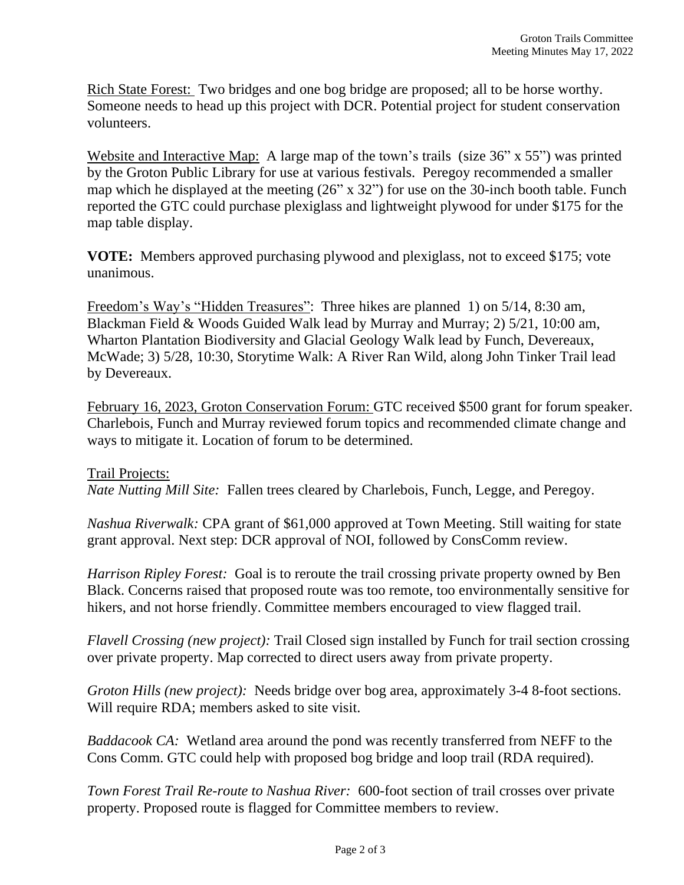Rich State Forest: Two bridges and one bog bridge are proposed; all to be horse worthy. Someone needs to head up this project with DCR. Potential project for student conservation volunteers.

Website and Interactive Map: A large map of the town's trails (size 36" x 55") was printed by the Groton Public Library for use at various festivals. Peregoy recommended a smaller map which he displayed at the meeting (26" x 32") for use on the 30-inch booth table. Funch reported the GTC could purchase plexiglass and lightweight plywood for under $175 for the map table display.

**VOTE:** Members approved purchasing plywood and plexiglass, not to exceed $175; vote unanimous.

Freedom's Way's "Hidden Treasures": Three hikes are planned 1) on 5/14, 8:30 am, Blackman Field & Woods Guided Walk lead by Murray and Murray; 2) 5/21, 10:00 am, Wharton Plantation Biodiversity and Glacial Geology Walk lead by Funch, Devereaux, McWade; 3) 5/28, 10:30, Storytime Walk: A River Ran Wild, along John Tinker Trail lead by Devereaux.

February 16, 2023, Groton Conservation Forum: GTC received $500 grant for forum speaker. Charlebois, Funch and Murray reviewed forum topics and recommended climate change and ways to mitigate it. Location of forum to be determined.

Trail Projects:

*Nate Nutting Mill Site:* Fallen trees cleared by Charlebois, Funch, Legge, and Peregoy.

*Nashua Riverwalk:* CPA grant of $61,000 approved at Town Meeting. Still waiting for state grant approval. Next step: DCR approval of NOI, followed by ConsComm review.

*Harrison Ripley Forest:* Goal is to reroute the trail crossing private property owned by Ben Black. Concerns raised that proposed route was too remote, too environmentally sensitive for hikers, and not horse friendly. Committee members encouraged to view flagged trail.

*Flavell Crossing (new project):* Trail Closed sign installed by Funch for trail section crossing over private property. Map corrected to direct users away from private property.

*Groton Hills (new project):* Needs bridge over bog area, approximately 3-4 8-foot sections. Will require RDA; members asked to site visit.

*Baddacook CA:* Wetland area around the pond was recently transferred from NEFF to the Cons Comm. GTC could help with proposed bog bridge and loop trail (RDA required).

*Town Forest Trail Re-route to Nashua River:* 600-foot section of trail crosses over private property. Proposed route is flagged for Committee members to review.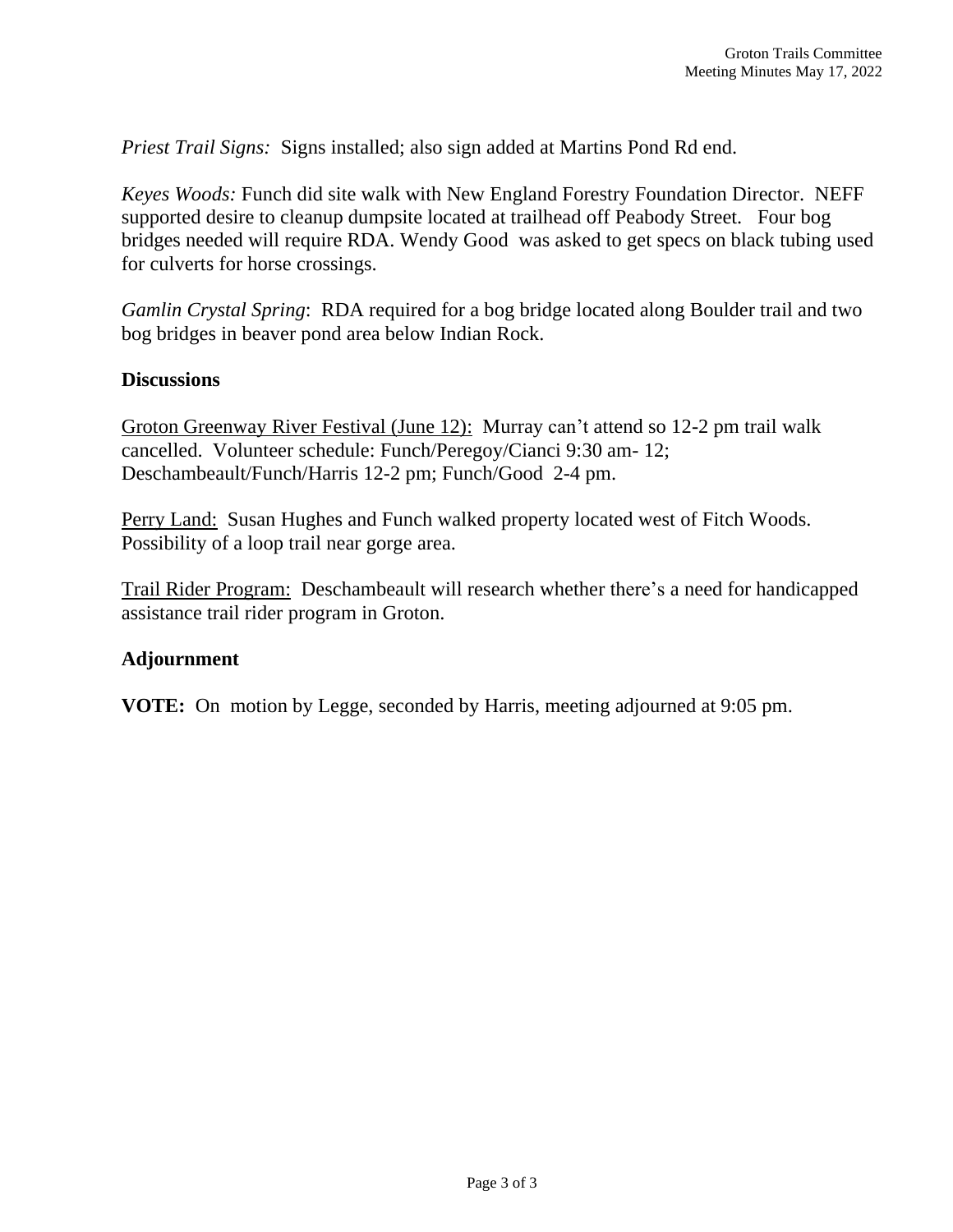*Priest Trail Signs:* Signs installed; also sign added at Martins Pond Rd end.

*Keyes Woods:* Funch did site walk with New England Forestry Foundation Director. NEFF supported desire to cleanup dumpsite located at trailhead off Peabody Street. Four bog bridges needed will require RDA. Wendy Good was asked to get specs on black tubing used for culverts for horse crossings.

*Gamlin Crystal Spring*: RDA required for a bog bridge located along Boulder trail and two bog bridges in beaver pond area below Indian Rock.

## Discussions

<u>Groton Greenway River Festival (June 12):</u> Murray can't attend so 12-2 pm trail walk cancelled. Volunteer schedule: Funch/Peregoy/Cianci 9:30 am- 12; Deschambeault/Funch/Harris 12-2 pm; Funch/Good 2-4 pm.

<u>Perry Land:</u> Susan Hughes and Funch walked property located west of Fitch Woods. Possibility of a loop trail near gorge area.

<u>Trail Rider Program:</u> Deschambeault will research whether there's a need for handicapped assistance trail rider program in Groton.

## Adjournment

**VOTE:** On motion by Legge, seconded by Harris, meeting adjourned at 9:05 pm.